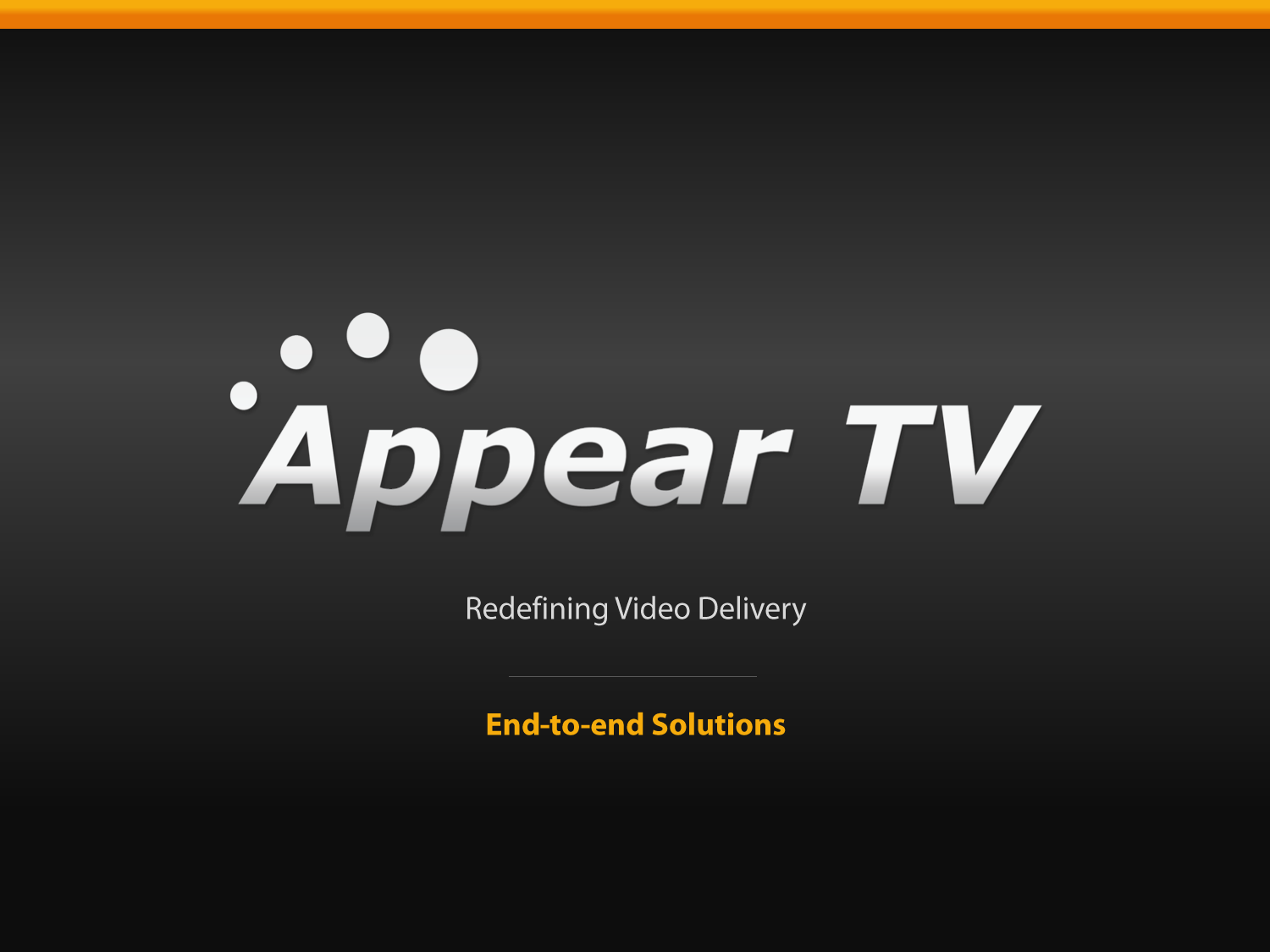# Appear TV

Redefining Video Delivery

---

**End-to-end Solutions**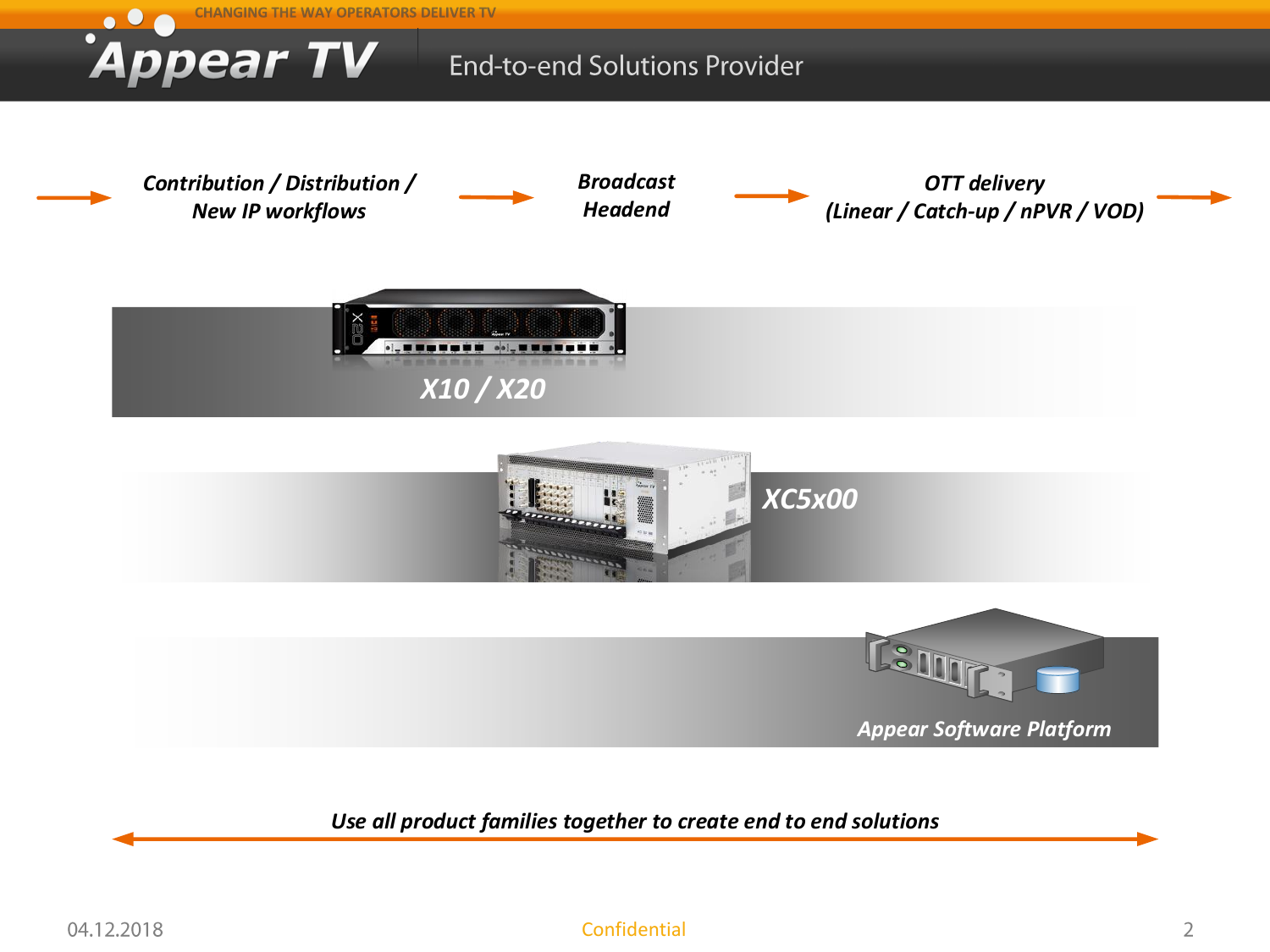# End-to-end Solutions Provider

*Contribution / Distribution / New IP workflows* → *Broadcast Headend* → *OTT delivery (Linear / Catch-up / nPVR / VOD)* →

***X10 / X20***

***XC5x00***

***Appear Software Platform***

*Use all product families together to create end to end solutions*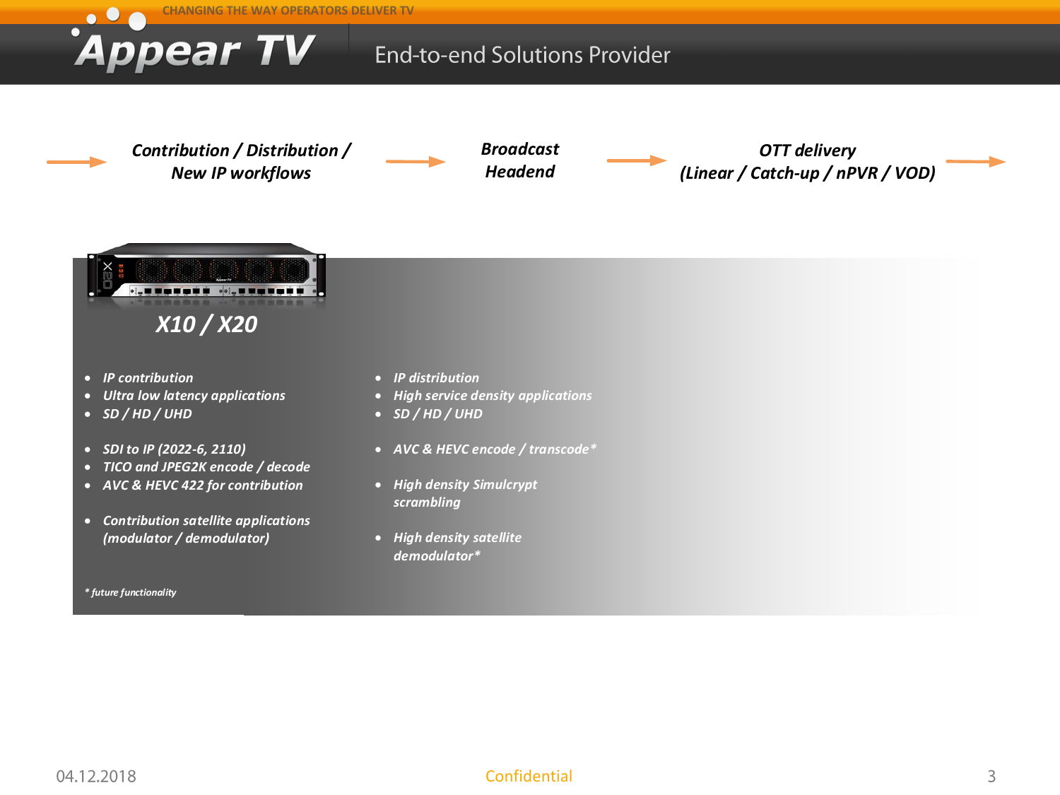*Contribution / Distribution / New IP workflows* → *Broadcast Headend* → *OTT delivery (Linear / Catch-up / nPVR / VOD)*

## *X10 / X20*

- *IP contribution*
- *Ultra low latency applications*
- *SD / HD / UHD*

- *SDI to IP (2022-6, 2110)*
- *TICO and JPEG2K encode / decode*
- *AVC & HEVC 422 for contribution*

- *Contribution satellite applications (modulator / demodulator)*

- *IP distribution*
- *High service density applications*
- *SD / HD / UHD*

- *AVC & HEVC encode / transcode**

- *High density Simulcrypt scrambling*

- *High density satellite demodulator**

** future functionality*

04.12.2018

Confidential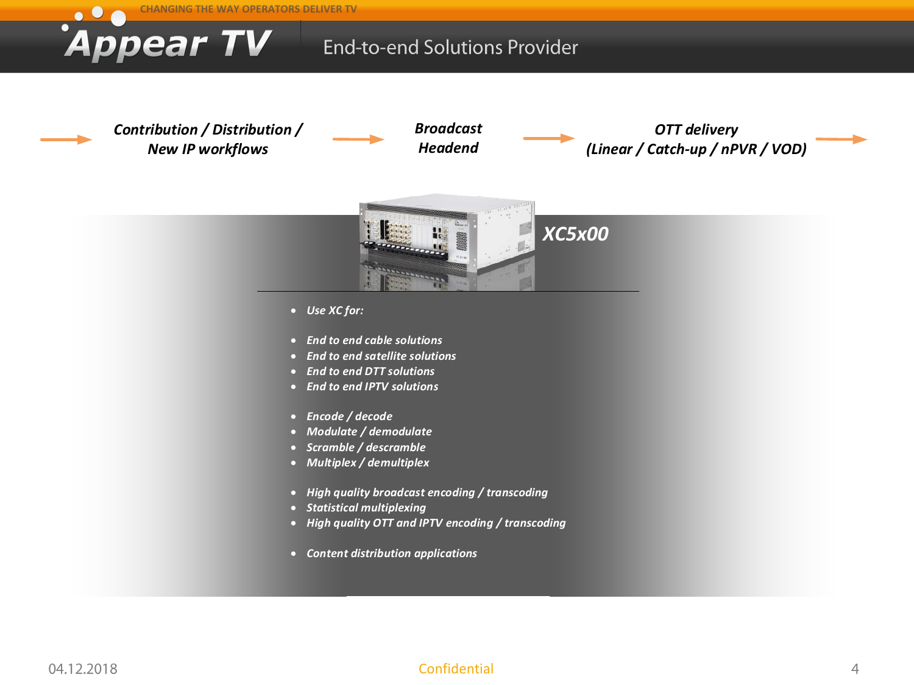# End-to-end Solutions Provider

*Contribution / Distribution / New IP workflows* → *Broadcast Headend* → *OTT delivery (Linear / Catch-up / nPVR / VOD)* →

## *XC5x00*

- *Use XC for:*

- *End to end cable solutions*
- *End to end satellite solutions*
- *End to end DTT solutions*
- *End to end IPTV solutions*

- *Encode / decode*
- *Modulate / demodulate*
- *Scramble / descramble*
- *Multiplex / demultiplex*

- *High quality broadcast encoding / transcoding*
- *Statistical multiplexing*
- *High quality OTT and IPTV encoding / transcoding*

- *Content distribution applications*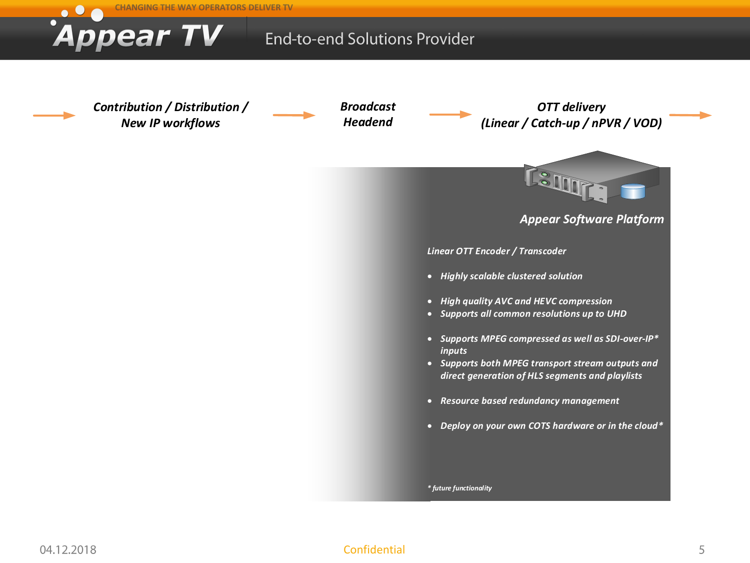# End-to-end Solutions Provider

→ ***Contribution / Distribution / New IP workflows*** → ***Broadcast Headend*** → ***OTT delivery (Linear / Catch-up / nPVR / VOD)*** →

## *Appear Software Platform*

*Linear OTT Encoder / Transcoder*

- *Highly scalable clustered solution*
- *High quality AVC and HEVC compression*
- *Supports all common resolutions up to UHD*
- *Supports MPEG compressed as well as SDI-over-IP* inputs*
- *Supports both MPEG transport stream outputs and direct generation of HLS segments and playlists*
- *Resource based redundancy management*
- *Deploy on your own COTS hardware or in the cloud**

** future functionality*

04.12.2018

Confidential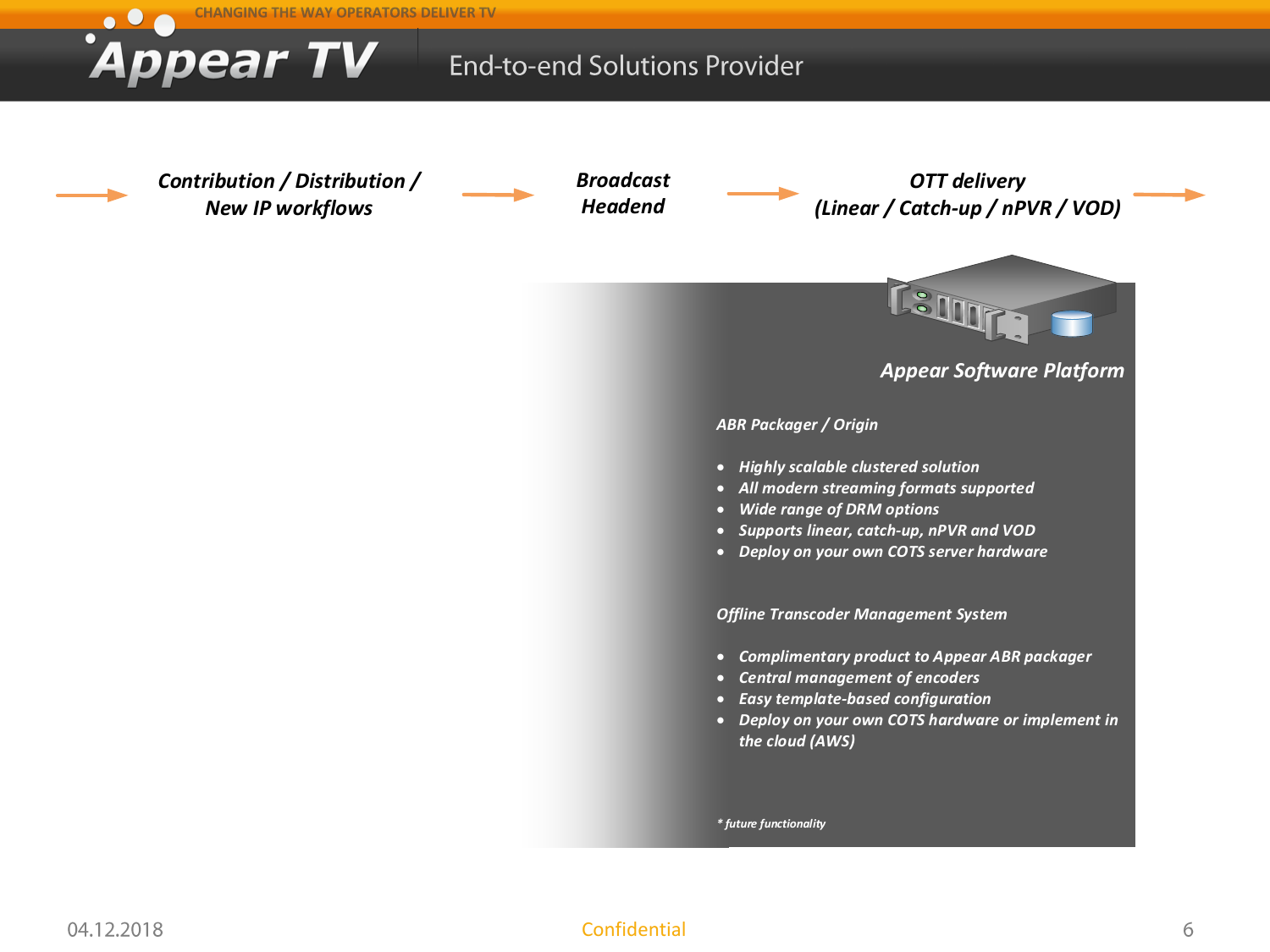CHANGING THE WAY OPERATORS DELIVER TV

# End-to-end Solutions Provider

*Contribution / Distribution / New IP workflows* → *Broadcast Headend* → *OTT delivery (Linear / Catch-up / nPVR / VOD)*

## *Appear Software Platform*

*ABR Packager / Origin*

- *Highly scalable clustered solution*
- *All modern streaming formats supported*
- *Wide range of DRM options*
- *Supports linear, catch-up, nPVR and VOD*
- *Deploy on your own COTS server hardware*

*Offline Transcoder Management System*

- *Complimentary product to Appear ABR packager*
- *Central management of encoders*
- *Easy template-based configuration*
- *Deploy on your own COTS hardware or implement in the cloud (AWS)*

*\* future functionality*

04.12.2018

Confidential